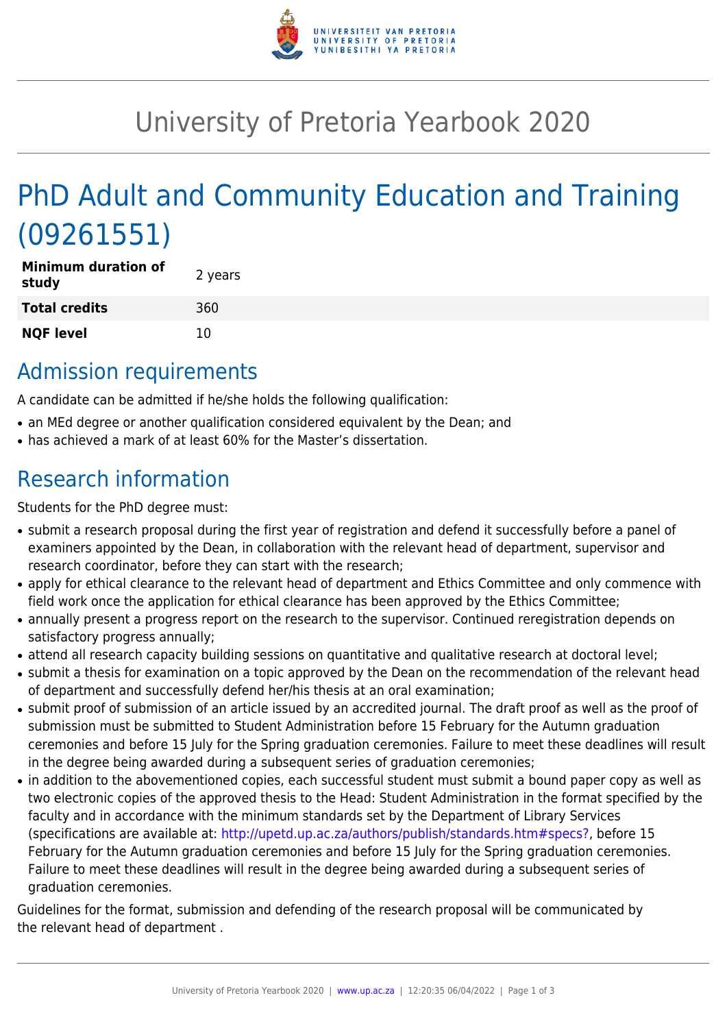# University of Pretoria Yearbook 2020

# PhD Adult and Community Education and Training (09261551)

| | |
|---|---|
| **Minimum duration of study** | 2 years |
| **Total credits** | 360 |
| **NQF level** | 10 |

## Admission requirements

A candidate can be admitted if he/she holds the following qualification:

- an MEd degree or another qualification considered equivalent by the Dean; and
- has achieved a mark of at least 60% for the Master's dissertation.

## Research information

Students for the PhD degree must:

- submit a research proposal during the first year of registration and defend it successfully before a panel of examiners appointed by the Dean, in collaboration with the relevant head of department, supervisor and research coordinator, before they can start with the research;
- apply for ethical clearance to the relevant head of department and Ethics Committee and only commence with field work once the application for ethical clearance has been approved by the Ethics Committee;
- annually present a progress report on the research to the supervisor. Continued reregistration depends on satisfactory progress annually;
- attend all research capacity building sessions on quantitative and qualitative research at doctoral level;
- submit a thesis for examination on a topic approved by the Dean on the recommendation of the relevant head of department and successfully defend her/his thesis at an oral examination;
- submit proof of submission of an article issued by an accredited journal. The draft proof as well as the proof of submission must be submitted to Student Administration before 15 February for the Autumn graduation ceremonies and before 15 July for the Spring graduation ceremonies. Failure to meet these deadlines will result in the degree being awarded during a subsequent series of graduation ceremonies;
- in addition to the abovementioned copies, each successful student must submit a bound paper copy as well as two electronic copies of the approved thesis to the Head: Student Administration in the format specified by the faculty and in accordance with the minimum standards set by the Department of Library Services (specifications are available at: http://upetd.up.ac.za/authors/publish/standards.htm#specs?, before 15 February for the Autumn graduation ceremonies and before 15 July for the Spring graduation ceremonies. Failure to meet these deadlines will result in the degree being awarded during a subsequent series of graduation ceremonies.

Guidelines for the format, submission and defending of the research proposal will be communicated by the relevant head of department .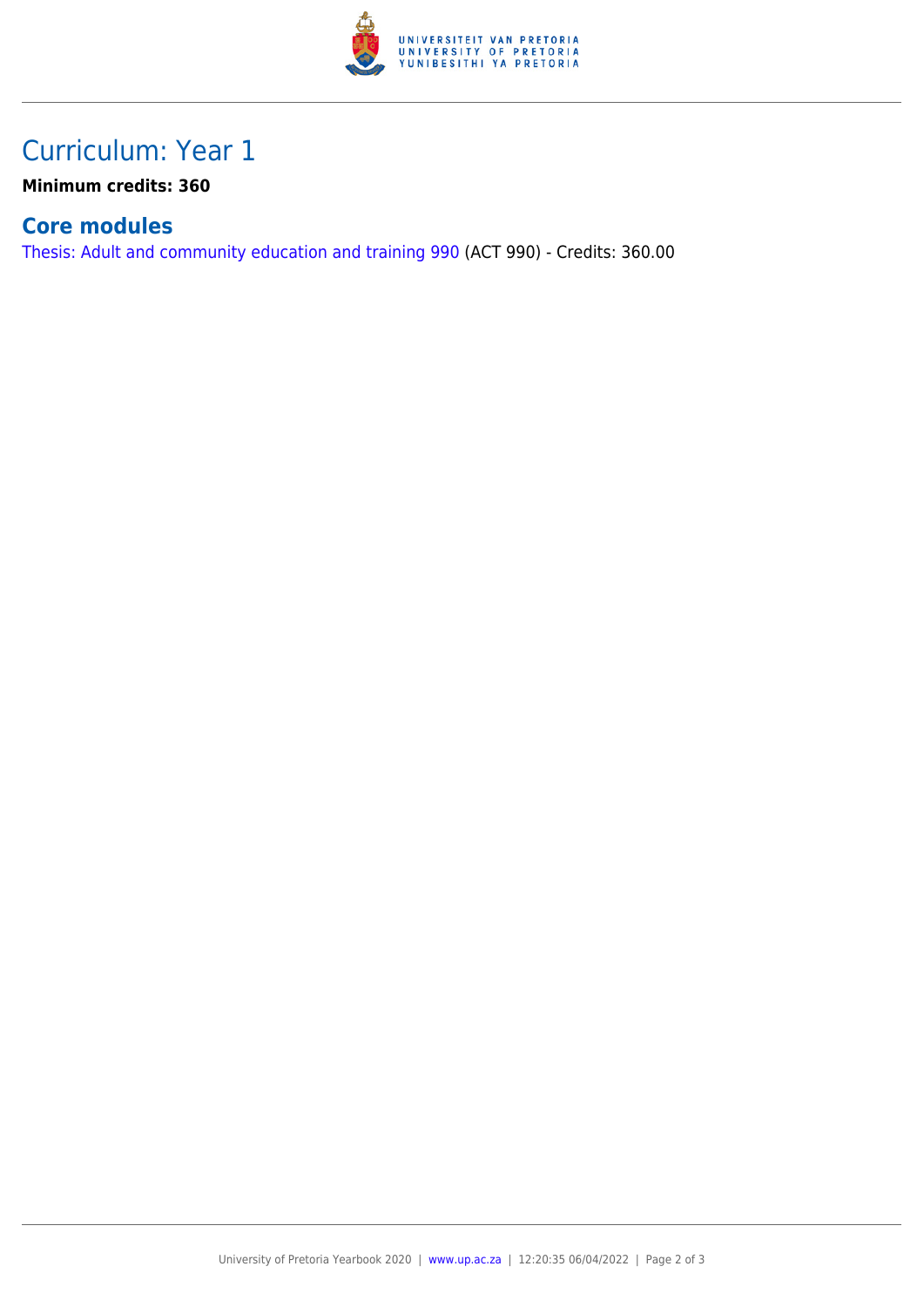# Curriculum: Year 1

**Minimum credits: 360**

## Core modules

Thesis: Adult and community education and training 990 (ACT 990) - Credits: 360.00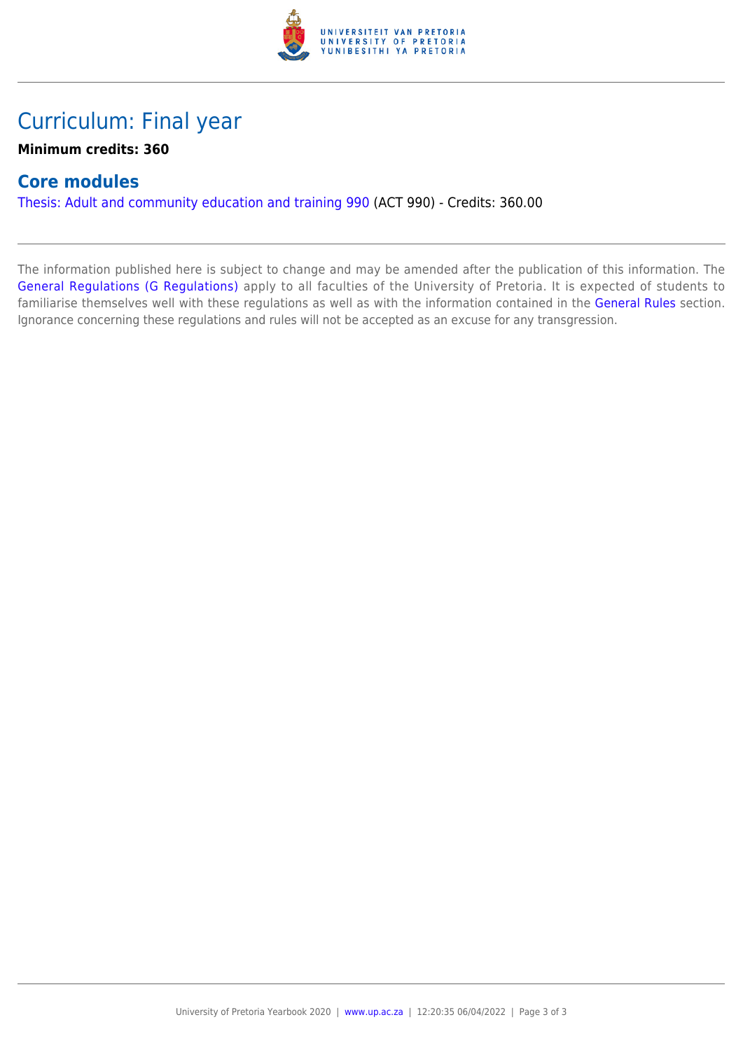## Curriculum: Final year

**Minimum credits: 360**

### Core modules

Thesis: Adult and community education and training 990 (ACT 990) - Credits: 360.00

The information published here is subject to change and may be amended after the publication of this information. The General Regulations (G Regulations) apply to all faculties of the University of Pretoria. It is expected of students to familiarise themselves well with these regulations as well as with the information contained in the General Rules section. Ignorance concerning these regulations and rules will not be accepted as an excuse for any transgression.